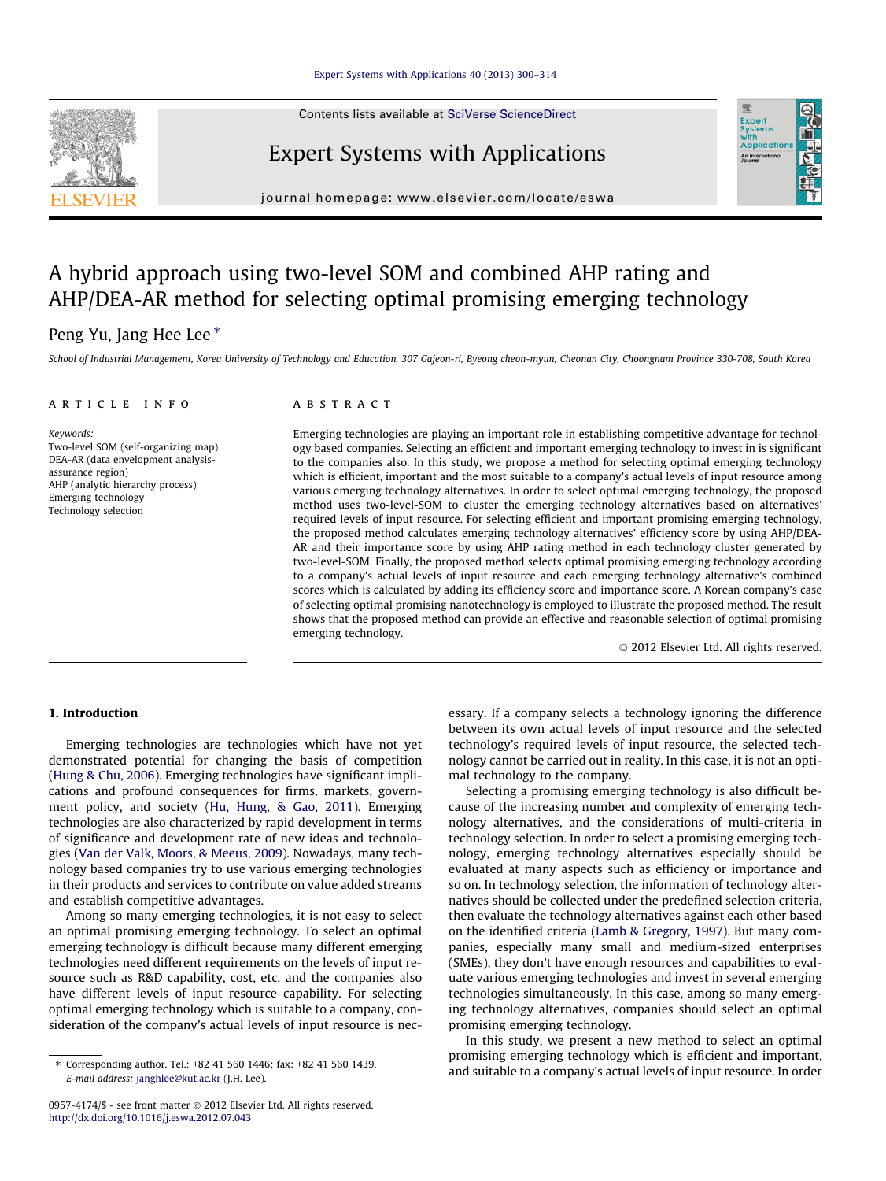# A hybrid approach using two-level SOM and combined AHP rating and AHP/DEA-AR method for selecting optimal promising emerging technology

Peng Yu, Jang Hee Lee *

School of Industrial Management, Korea University of Technology and Education, 307 Gajeon-ri, Byeong cheon-myun, Cheonan City, Choongnam Province 330-708, South Korea

## ARTICLE INFO

*Keywords:*
Two-level SOM (self-organizing map)
DEA-AR (data envelopment analysis-assurance region)
AHP (analytic hierarchy process)
Emerging technology
Technology selection

## ABSTRACT

Emerging technologies are playing an important role in establishing competitive advantage for technology based companies. Selecting an efficient and important emerging technology to invest in is significant to the companies also. In this study, we propose a method for selecting optimal emerging technology which is efficient, important and the most suitable to a company's actual levels of input resource among various emerging technology alternatives. In order to select optimal emerging technology, the proposed method uses two-level-SOM to cluster the emerging technology alternatives based on alternatives' required levels of input resource. For selecting efficient and important promising emerging technology, the proposed method calculates emerging technology alternatives' efficiency score by using AHP/DEA-AR and their importance score by using AHP rating method in each technology cluster generated by two-level-SOM. Finally, the proposed method selects optimal promising emerging technology according to a company's actual levels of input resource and each emerging technology alternative's combined scores which is calculated by adding its efficiency score and importance score. A Korean company's case of selecting optimal promising nanotechnology is employed to illustrate the proposed method. The result shows that the proposed method can provide an effective and reasonable selection of optimal promising emerging technology.

© 2012 Elsevier Ltd. All rights reserved.

## 1. Introduction

Emerging technologies are technologies which have not yet demonstrated potential for changing the basis of competition (Hung & Chu, 2006). Emerging technologies have significant implications and profound consequences for firms, markets, government policy, and society (Hu, Hung, & Gao, 2011). Emerging technologies are also characterized by rapid development in terms of significance and development rate of new ideas and technologies (Van der Valk, Moors, & Meeus, 2009). Nowadays, many technology based companies try to use various emerging technologies in their products and services to contribute on value added streams and establish competitive advantages.

Among so many emerging technologies, it is not easy to select an optimal promising emerging technology. To select an optimal emerging technology is difficult because many different emerging technologies need different requirements on the levels of input resource such as R&D capability, cost, etc. and the companies also have different levels of input resource capability. For selecting optimal emerging technology which is suitable to a company, consideration of the company's actual levels of input resource is necessary. If a company selects a technology ignoring the difference between its own actual levels of input resource and the selected technology's required levels of input resource, the selected technology cannot be carried out in reality. In this case, it is not an optimal technology to the company.

Selecting a promising emerging technology is also difficult because of the increasing number and complexity of emerging technology alternatives, and the considerations of multi-criteria in technology selection. In order to select a promising emerging technology, emerging technology alternatives especially should be evaluated at many aspects such as efficiency or importance and so on. In technology selection, the information of technology alternatives should be collected under the predefined selection criteria, then evaluate the technology alternatives against each other based on the identified criteria (Lamb & Gregory, 1997). But many companies, especially many small and medium-sized enterprises (SMEs), they don't have enough resources and capabilities to evaluate various emerging technologies and invest in several emerging technologies simultaneously. In this case, among so many emerging technology alternatives, companies should select an optimal promising emerging technology.

In this study, we present a new method to select an optimal promising emerging technology which is efficient and important, and suitable to a company's actual levels of input resource. In order

\* Corresponding author. Tel.: +82 41 560 1446; fax: +82 41 560 1439.
*E-mail address:* janghlee@kut.ac.kr (J.H. Lee).

0957-4174/$ - see front matter © 2012 Elsevier Ltd. All rights reserved.
http://dx.doi.org/10.1016/j.eswa.2012.07.043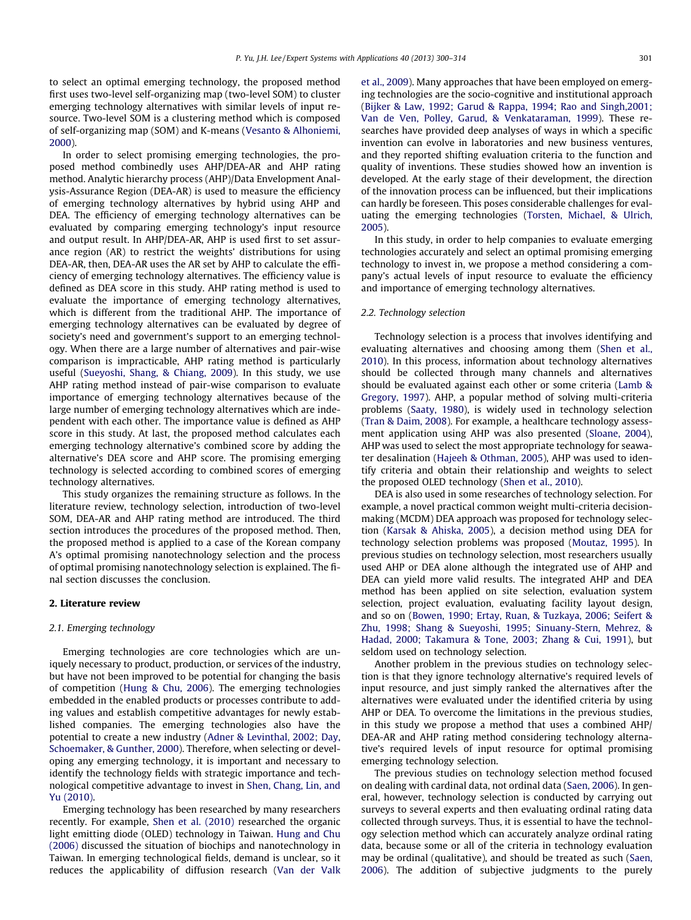to select an optimal emerging technology, the proposed method first uses two-level self-organizing map (two-level SOM) to cluster emerging technology alternatives with similar levels of input resource. Two-level SOM is a clustering method which is composed of self-organizing map (SOM) and K-means (Vesanto & Alhoniemi, 2000).

In order to select promising emerging technologies, the proposed method combinedly uses AHP/DEA-AR and AHP rating method. Analytic hierarchy process (AHP)/Data Envelopment Analysis-Assurance Region (DEA-AR) is used to measure the efficiency of emerging technology alternatives by hybrid using AHP and DEA. The efficiency of emerging technology alternatives can be evaluated by comparing emerging technology's input resource and output result. In AHP/DEA-AR, AHP is used first to set assurance region (AR) to restrict the weights' distributions for using DEA-AR, then, DEA-AR uses the AR set by AHP to calculate the efficiency of emerging technology alternatives. The efficiency value is defined as DEA score in this study. AHP rating method is used to evaluate the importance of emerging technology alternatives, which is different from the traditional AHP. The importance of emerging technology alternatives can be evaluated by degree of society's need and government's support to an emerging technology. When there are a large number of alternatives and pair-wise comparison is impracticable, AHP rating method is particularly useful (Sueyoshi, Shang, & Chiang, 2009). In this study, we use AHP rating method instead of pair-wise comparison to evaluate importance of emerging technology alternatives because of the large number of emerging technology alternatives which are independent with each other. The importance value is defined as AHP score in this study. At last, the proposed method calculates each emerging technology alternative's combined score by adding the alternative's DEA score and AHP score. The promising emerging technology is selected according to combined scores of emerging technology alternatives.

This study organizes the remaining structure as follows. In the literature review, technology selection, introduction of two-level SOM, DEA-AR and AHP rating method are introduced. The third section introduces the procedures of the proposed method. Then, the proposed method is applied to a case of the Korean company A's optimal promising nanotechnology selection and the process of optimal promising nanotechnology selection is explained. The final section discusses the conclusion.

## 2. Literature review

### 2.1. Emerging technology

Emerging technologies are core technologies which are uniquely necessary to product, production, or services of the industry, but have not been improved to be potential for changing the basis of competition (Hung & Chu, 2006). The emerging technologies embedded in the enabled products or processes contribute to adding values and establish competitive advantages for newly established companies. The emerging technologies also have the potential to create a new industry (Adner & Levinthal, 2002; Day, Schoemaker, & Gunther, 2000). Therefore, when selecting or developing any emerging technology, it is important and necessary to identify the technology fields with strategic importance and technological competitive advantage to invest in Shen, Chang, Lin, and Yu (2010).

Emerging technology has been researched by many researchers recently. For example, Shen et al. (2010) researched the organic light emitting diode (OLED) technology in Taiwan. Hung and Chu (2006) discussed the situation of biochips and nanotechnology in Taiwan. In emerging technological fields, demand is unclear, so it reduces the applicability of diffusion research (Van der Valk et al., 2009). Many approaches that have been employed on emerging technologies are the socio-cognitive and institutional approach (Bijker & Law, 1992; Garud & Rappa, 1994; Rao and Singh,2001; Van de Ven, Polley, Garud, & Venkataraman, 1999). These researches have provided deep analyses of ways in which a specific invention can evolve in laboratories and new business ventures, and they reported shifting evaluation criteria to the function and quality of inventions. These studies showed how an invention is developed. At the early stage of their development, the direction of the innovation process can be influenced, but their implications can hardly be foreseen. This poses considerable challenges for evaluating the emerging technologies (Torsten, Michael, & Ulrich, 2005).

In this study, in order to help companies to evaluate emerging technologies accurately and select an optimal promising emerging technology to invest in, we propose a method considering a company's actual levels of input resource to evaluate the efficiency and importance of emerging technology alternatives.

### 2.2. Technology selection

Technology selection is a process that involves identifying and evaluating alternatives and choosing among them (Shen et al., 2010). In this process, information about technology alternatives should be collected through many channels and alternatives should be evaluated against each other or some criteria (Lamb & Gregory, 1997). AHP, a popular method of solving multi-criteria problems (Saaty, 1980), is widely used in technology selection (Tran & Daim, 2008). For example, a healthcare technology assessment application using AHP was also presented (Sloane, 2004), AHP was used to select the most appropriate technology for seawater desalination (Hajeeh & Othman, 2005), AHP was used to identify criteria and obtain their relationship and weights to select the proposed OLED technology (Shen et al., 2010).

DEA is also used in some researches of technology selection. For example, a novel practical common weight multi-criteria decision-making (MCDM) DEA approach was proposed for technology selection (Karsak & Ahiska, 2005), a decision method using DEA for technology selection problems was proposed (Moutaz, 1995). In previous studies on technology selection, most researchers usually used AHP or DEA alone although the integrated use of AHP and DEA can yield more valid results. The integrated AHP and DEA method has been applied on site selection, evaluation system selection, project evaluation, evaluating facility layout design, and so on (Bowen, 1990; Ertay, Ruan, & Tuzkaya, 2006; Seifert & Zhu, 1998; Shang & Sueyoshi, 1995; Sinuany-Stern, Mehrez, & Hadad, 2000; Takamura & Tone, 2003; Zhang & Cui, 1991), but seldom used on technology selection.

Another problem in the previous studies on technology selection is that they ignore technology alternative's required levels of input resource, and just simply ranked the alternatives after the alternatives were evaluated under the identified criteria by using AHP or DEA. To overcome the limitations in the previous studies, in this study we propose a method that uses a combined AHP/DEA-AR and AHP rating method considering technology alternative's required levels of input resource for optimal promising emerging technology selection.

The previous studies on technology selection method focused on dealing with cardinal data, not ordinal data (Saen, 2006). In general, however, technology selection is conducted by carrying out surveys to several experts and then evaluating ordinal rating data collected through surveys. Thus, it is essential to have the technology selection method which can accurately analyze ordinal rating data, because some or all of the criteria in technology evaluation may be ordinal (qualitative), and should be treated as such (Saen, 2006). The addition of subjective judgments to the purely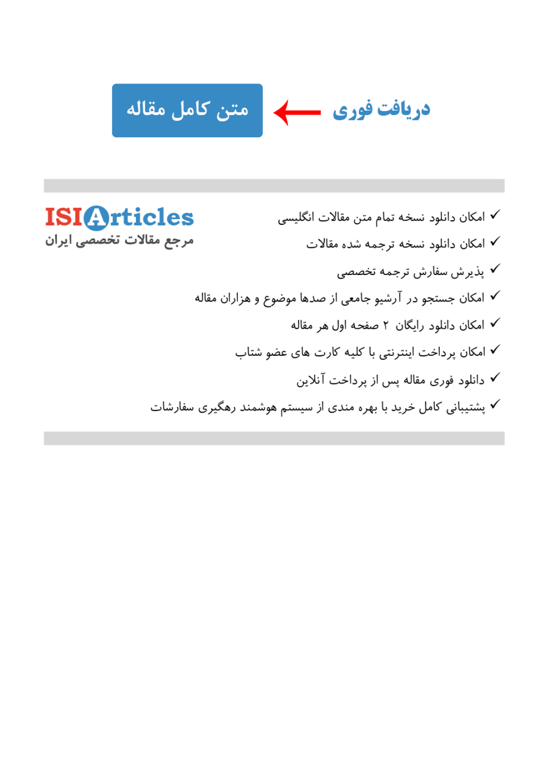دریافت فوری ← متن کامل مقاله

**ISIArticles**
مرجع مقالات تخصصی ایران

- ✓ امکان دانلود نسخه تمام متن مقالات انگلیسی
- ✓ امکان دانلود نسخه ترجمه شده مقالات
- ✓ پذیرش سفارش ترجمه تخصصی
- ✓ امکان جستجو در آرشیو جامعی از صدها موضوع و هزاران مقاله
- ✓ امکان دانلود رایگان ۲ صفحه اول هر مقاله
- ✓ امکان پرداخت اینترنتی با کلیه کارت های عضو شتاب
- ✓ دانلود فوری مقاله پس از پرداخت آنلاین
- ✓ پشتیبانی کامل خرید با بهره مندی از سیستم هوشمند رهگیری سفارشات